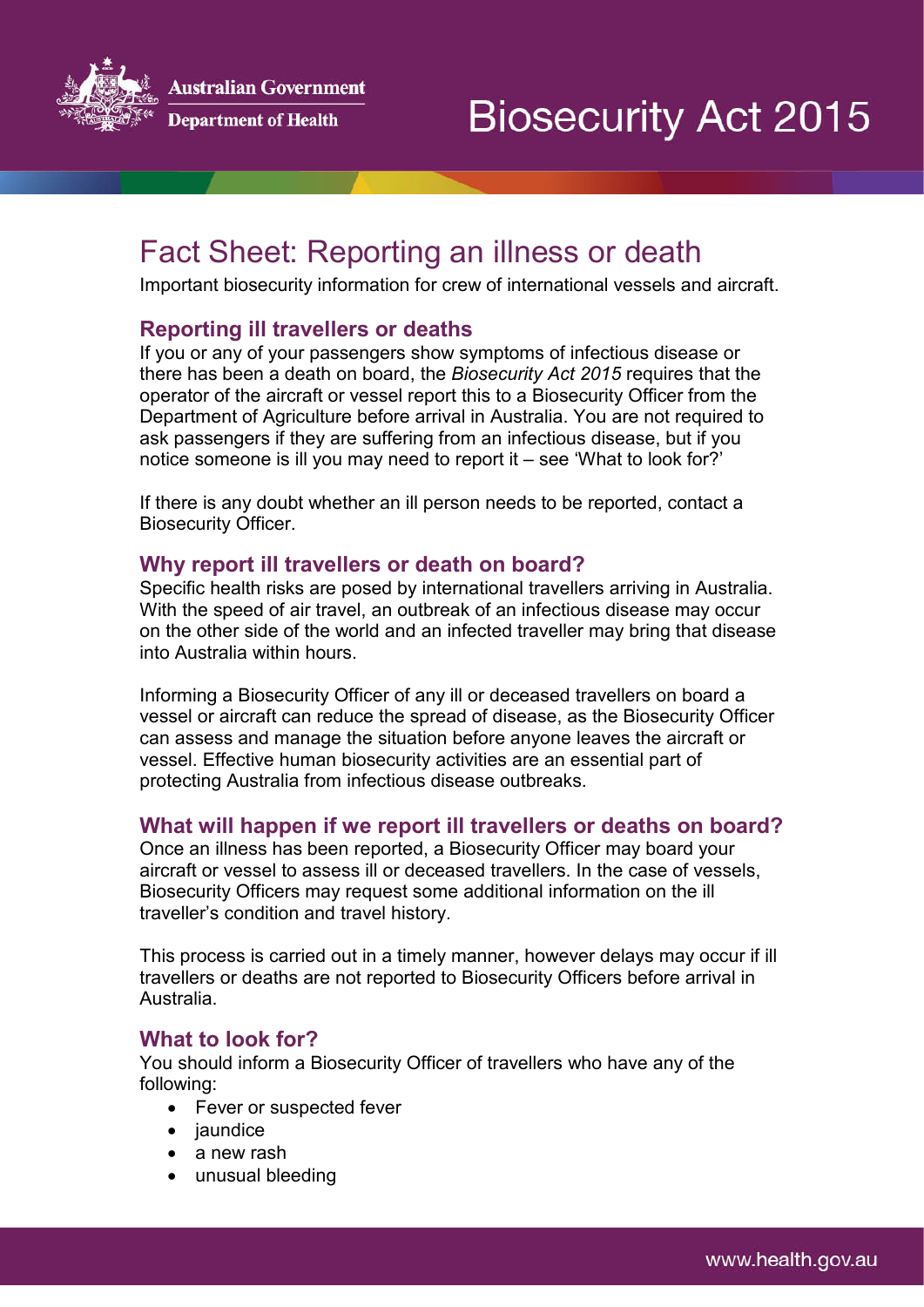Australian Government
Department of Health

# Biosecurity Act 2015

## Fact Sheet: Reporting an illness or death

Important biosecurity information for crew of international vessels and aircraft.

### Reporting ill travellers or deaths

If you or any of your passengers show symptoms of infectious disease or there has been a death on board, the *Biosecurity Act 2015* requires that the operator of the aircraft or vessel report this to a Biosecurity Officer from the Department of Agriculture before arrival in Australia. You are not required to ask passengers if they are suffering from an infectious disease, but if you notice someone is ill you may need to report it – see 'What to look for?'

If there is any doubt whether an ill person needs to be reported, contact a Biosecurity Officer.

### Why report ill travellers or death on board?

Specific health risks are posed by international travellers arriving in Australia. With the speed of air travel, an outbreak of an infectious disease may occur on the other side of the world and an infected traveller may bring that disease into Australia within hours.

Informing a Biosecurity Officer of any ill or deceased travellers on board a vessel or aircraft can reduce the spread of disease, as the Biosecurity Officer can assess and manage the situation before anyone leaves the aircraft or vessel. Effective human biosecurity activities are an essential part of protecting Australia from infectious disease outbreaks.

### What will happen if we report ill travellers or deaths on board?

Once an illness has been reported, a Biosecurity Officer may board your aircraft or vessel to assess ill or deceased travellers. In the case of vessels, Biosecurity Officers may request some additional information on the ill traveller's condition and travel history.

This process is carried out in a timely manner, however delays may occur if ill travellers or deaths are not reported to Biosecurity Officers before arrival in Australia.

### What to look for?

You should inform a Biosecurity Officer of travellers who have any of the following:

- Fever or suspected fever
- jaundice
- a new rash
- unusual bleeding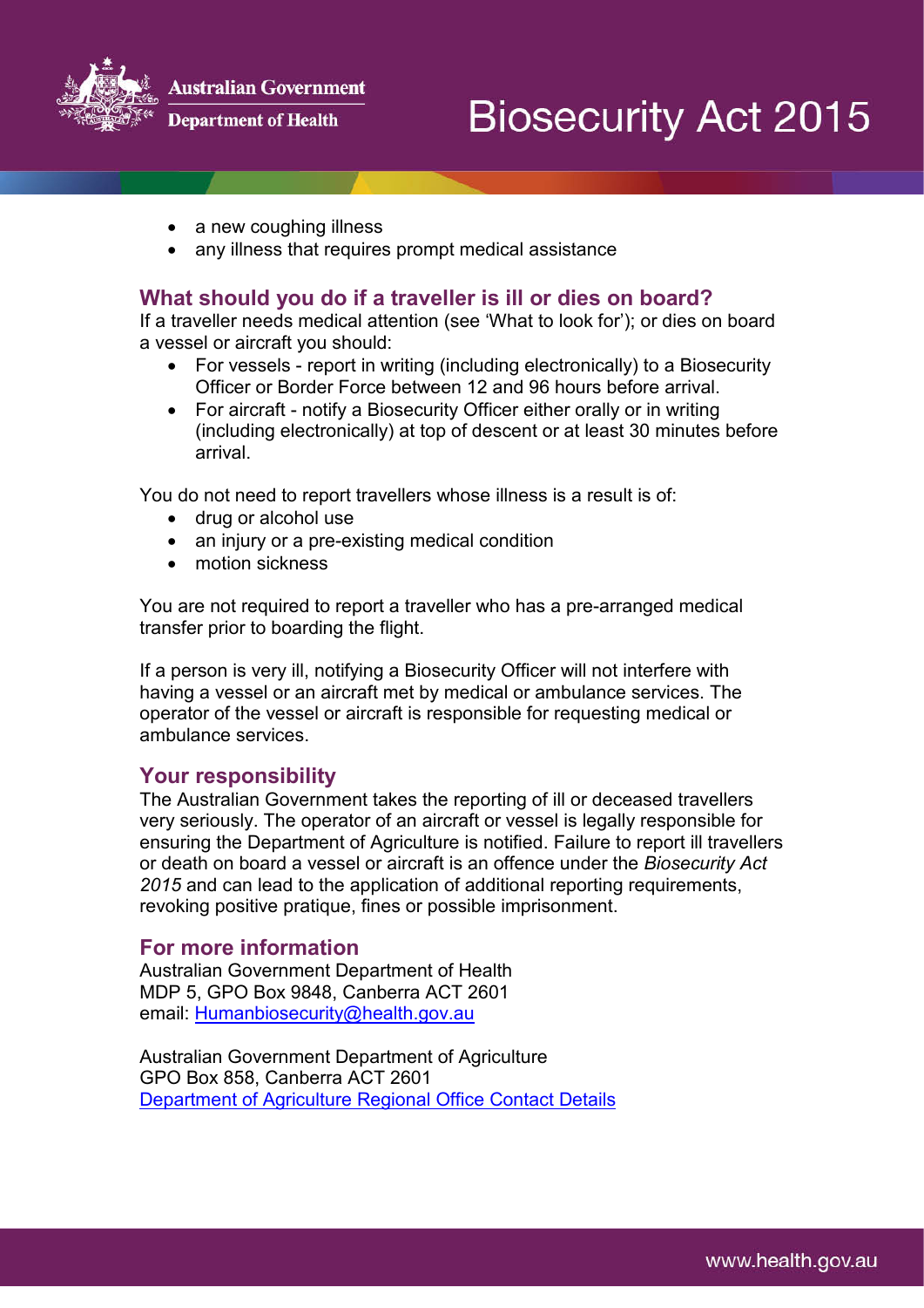- a new coughing illness
- any illness that requires prompt medical assistance

## What should you do if a traveller is ill or dies on board?

If a traveller needs medical attention (see 'What to look for'); or dies on board a vessel or aircraft you should:

- For vessels - report in writing (including electronically) to a Biosecurity Officer or Border Force between 12 and 96 hours before arrival.
- For aircraft - notify a Biosecurity Officer either orally or in writing (including electronically) at top of descent or at least 30 minutes before arrival.

You do not need to report travellers whose illness is a result is of:

- drug or alcohol use
- an injury or a pre-existing medical condition
- motion sickness

You are not required to report a traveller who has a pre-arranged medical transfer prior to boarding the flight.

If a person is very ill, notifying a Biosecurity Officer will not interfere with having a vessel or an aircraft met by medical or ambulance services. The operator of the vessel or aircraft is responsible for requesting medical or ambulance services.

## Your responsibility

The Australian Government takes the reporting of ill or deceased travellers very seriously. The operator of an aircraft or vessel is legally responsible for ensuring the Department of Agriculture is notified. Failure to report ill travellers or death on board a vessel or aircraft is an offence under the *Biosecurity Act 2015* and can lead to the application of additional reporting requirements, revoking positive pratique, fines or possible imprisonment.

## For more information

Australian Government Department of Health
MDP 5, GPO Box 9848, Canberra ACT 2601
email: Humanbiosecurity@health.gov.au

Australian Government Department of Agriculture
GPO Box 858, Canberra ACT 2601
Department of Agriculture Regional Office Contact Details